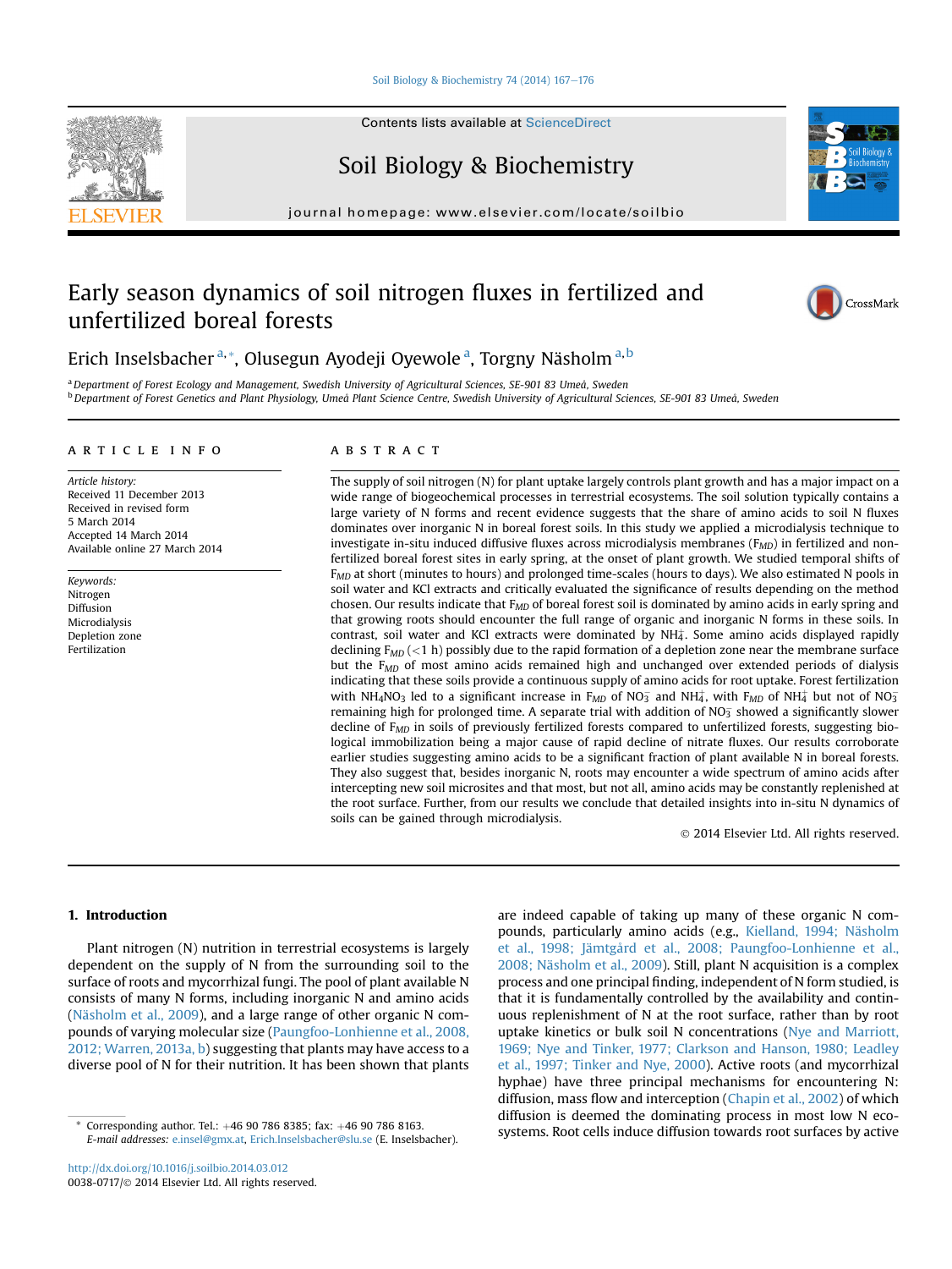# Early season dynamics of soil nitrogen fluxes in fertilized and unfertilized boreal forests

Erich Inselsbacher [a,*], Olusegun Ayodeji Oyewole [a], Torgny Näsholm [a,b]

[a] Department of Forest Ecology and Management, Swedish University of Agricultural Sciences, SE-901 83 Umeå, Sweden
[b] Department of Forest Genetics and Plant Physiology, Umeå Plant Science Centre, Swedish University of Agricultural Sciences, SE-901 83 Umeå, Sweden

## ARTICLE INFO

*Article history:*
Received 11 December 2013
Received in revised form
5 March 2014
Accepted 14 March 2014
Available online 27 March 2014

*Keywords:*
Nitrogen
Diffusion
Microdialysis
Depletion zone
Fertilization

## ABSTRACT

The supply of soil nitrogen (N) for plant uptake largely controls plant growth and has a major impact on a wide range of biogeochemical processes in terrestrial ecosystems. The soil solution typically contains a large variety of N forms and recent evidence suggests that the share of amino acids to soil N fluxes dominates over inorganic N in boreal forest soils. In this study we applied a microdialysis technique to investigate in-situ induced diffusive fluxes across microdialysis membranes ($F_{MD}$) in fertilized and non-fertilized boreal forest sites in early spring, at the onset of plant growth. We studied temporal shifts of $F_{MD}$ at short (minutes to hours) and prolonged time-scales (hours to days). We also estimated N pools in soil water and KCl extracts and critically evaluated the significance of results depending on the method chosen. Our results indicate that $F_{MD}$ of boreal forest soil is dominated by amino acids in early spring and that growing roots should encounter the full range of organic and inorganic N forms in these soils. In contrast, soil water and KCl extracts were dominated by $NH_4^+$. Some amino acids displayed rapidly declining $F_{MD}$ (<1 h) possibly due to the rapid formation of a depletion zone near the membrane surface but the $F_{MD}$ of most amino acids remained high and unchanged over extended periods of dialysis indicating that these soils provide a continuous supply of amino acids for root uptake. Forest fertilization with $NH_4NO_3$ led to a significant increase in $F_{MD}$ of $NO_3^-$ and $NH_4^+$, with $F_{MD}$ of $NH_4^+$ but not of $NO_3^-$ remaining high for prolonged time. A separate trial with addition of $NO_3^-$ showed a significantly slower decline of $F_{MD}$ in soils of previously fertilized forests compared to unfertilized forests, suggesting biological immobilization being a major cause of rapid decline of nitrate fluxes. Our results corroborate earlier studies suggesting amino acids to be a significant fraction of plant available N in boreal forests. They also suggest that, besides inorganic N, roots may encounter a wide spectrum of amino acids after intercepting new soil microsites and that most, but not all, amino acids may be constantly replenished at the root surface. Further, from our results we conclude that detailed insights into in-situ N dynamics of soils can be gained through microdialysis.

© 2014 Elsevier Ltd. All rights reserved.

## 1. Introduction

Plant nitrogen (N) nutrition in terrestrial ecosystems is largely dependent on the supply of N from the surrounding soil to the surface of roots and mycorrhizal fungi. The pool of plant available N consists of many N forms, including inorganic N and amino acids (Näsholm et al., 2009), and a large range of other organic N compounds of varying molecular size (Paungfoo-Lonhienne et al., 2008, 2012; Warren, 2013a, b) suggesting that plants may have access to a diverse pool of N for their nutrition. It has been shown that plants are indeed capable of taking up many of these organic N compounds, particularly amino acids (e.g., Kielland, 1994; Näsholm et al., 1998; Jämtgård et al., 2008; Paungfoo-Lonhienne et al., 2008; Näsholm et al., 2009). Still, plant N acquisition is a complex process and one principal finding, independent of N form studied, is that it is fundamentally controlled by the availability and continuous replenishment of N at the root surface, rather than by root uptake kinetics or bulk soil N concentrations (Nye and Marriott, 1969; Nye and Tinker, 1977; Clarkson and Hanson, 1980; Leadley et al., 1997; Tinker and Nye, 2000). Active roots (and mycorrhizal hyphae) have three principal mechanisms for encountering N: diffusion, mass flow and interception (Chapin et al., 2002) of which diffusion is deemed the dominating process in most low N ecosystems. Root cells induce diffusion towards root surfaces by active

* Corresponding author. Tel.: +46 90 786 8385; fax: +46 90 786 8163.
E-mail addresses: e.insel@gmx.at, Erich.Inselsbacher@slu.se (E. Inselsbacher).

http://dx.doi.org/10.1016/j.soilbio.2014.03.012
0038-0717/© 2014 Elsevier Ltd. All rights reserved.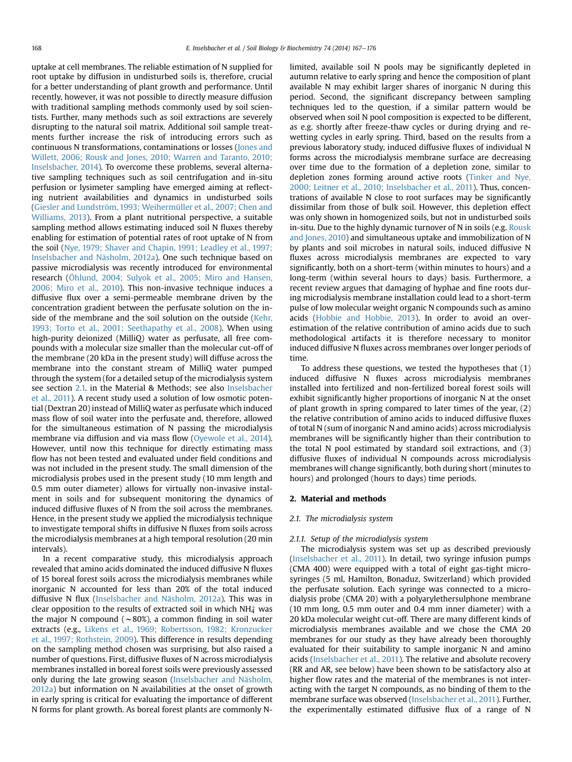uptake at cell membranes. The reliable estimation of N supplied for root uptake by diffusion in undisturbed soils is, therefore, crucial for a better understanding of plant growth and performance. Until recently, however, it was not possible to directly measure diffusion with traditional sampling methods commonly used by soil scientists. Further, many methods such as soil extractions are severely disrupting to the natural soil matrix. Additional soil sample treatments further increase the risk of introducing errors such as continuous N transformations, contaminations or losses (Jones and Willett, 2006; Rousk and Jones, 2010; Warren and Taranto, 2010; Inselsbacher, 2014). To overcome these problems, several alternative sampling techniques such as soil centrifugation and in-situ perfusion or lysimeter sampling have emerged aiming at reflecting nutrient availabilities and dynamics in undisturbed soils (Giesler and Lundström, 1993; Weihermüller et al., 2007; Chen and Williams, 2013). From a plant nutritional perspective, a suitable sampling method allows estimating induced soil N fluxes thereby enabling for estimation of potential rates of root uptake of N from the soil (Nye, 1979; Shaver and Chapin, 1991; Leadley et al., 1997; Inselsbacher and Näsholm, 2012a). One such technique based on passive microdialysis was recently introduced for environmental research (Öhlund, 2004; Sulyok et al., 2005; Miro and Hansen, 2006; Miro et al., 2010). This non-invasive technique induces a diffusive flux over a semi-permeable membrane driven by the concentration gradient between the perfusate solution on the inside of the membrane and the soil solution on the outside (Kehr, 1993; Torto et al., 2001; Seethapathy et al., 2008). When using high-purity deionized (MilliQ) water as perfusate, all free compounds with a molecular size smaller than the molecular cut-off of the membrane (20 kDa in the present study) will diffuse across the membrane into the constant stream of MilliQ water pumped through the system (for a detailed setup of the microdialysis system see section 2.1. in the Material & Methods; see also Inselsbacher et al., 2011). A recent study used a solution of low osmotic potential (Dextran 20) instead of MilliQ water as perfusate which induced mass flow of soil water into the perfusate and, therefore, allowed for the simultaneous estimation of N passing the microdialysis membrane via diffusion and via mass flow (Oyewole et al., 2014). However, until now this technique for directly estimating mass flow has not been tested and evaluated under field conditions and was not included in the present study. The small dimension of the microdialysis probes used in the present study (10 mm length and 0.5 mm outer diameter) allows for virtually non-invasive installment in soils and for subsequent monitoring the dynamics of induced diffusive fluxes of N from the soil across the membranes. Hence, in the present study we applied the microdialysis technique to investigate temporal shifts in diffusive N fluxes from soils across the microdialysis membranes at a high temporal resolution (20 min intervals).

In a recent comparative study, this microdialysis approach revealed that amino acids dominated the induced diffusive N fluxes of 15 boreal forest soils across the microdialysis membranes while inorganic N accounted for less than 20% of the total induced diffusive N flux (Inselsbacher and Näsholm, 2012a). This was in clear opposition to the results of extracted soil in which $NH_4^+$ was the major N compound (~80%), a common finding in soil water extracts (e.g., Likens et al., 1969; Robertsson, 1982; Kronzucker et al., 1997; Rothstein, 2009). This difference in results depending on the sampling method chosen was surprising, but also raised a number of questions. First, diffusive fluxes of N across microdialysis membranes installed in boreal forest soils were previously assessed only during the late growing season (Inselsbacher and Näsholm, 2012a) but information on N availabilities at the onset of growth in early spring is critical for evaluating the importance of different N forms for plant growth. As boreal forest plants are commonly N-limited, available soil N pools may be significantly depleted in autumn relative to early spring and hence the composition of plant available N may exhibit larger shares of inorganic N during this period. Second, the significant discrepancy between sampling techniques led to the question, if a similar pattern would be observed when soil N pool composition is expected to be different, as e.g. shortly after freeze-thaw cycles or during drying and re-wetting cycles in early spring. Third, based on the results from a previous laboratory study, induced diffusive fluxes of individual N forms across the microdialysis membrane surface are decreasing over time due to the formation of a depletion zone, similar to depletion zones forming around active roots (Tinker and Nye, 2000; Leitner et al., 2010; Inselsbacher et al., 2011). Thus, concentrations of available N close to root surfaces may be significantly dissimilar from those of bulk soil. However, this depletion effect was only shown in homogenized soils, but not in undisturbed soils in-situ. Due to the highly dynamic turnover of N in soils (e.g. Rousk and Jones, 2010) and simultaneous uptake and immobilization of N by plants and soil microbes in natural soils, induced diffusive N fluxes across microdialysis membranes are expected to vary significantly, both on a short-term (within minutes to hours) and a long-term (within several hours to days) basis. Furthermore, a recent review argues that damaging of hyphae and fine roots during microdialysis membrane installation could lead to a short-term pulse of low molecular weight organic N compounds such as amino acids (Hobbie and Hobbie, 2013). In order to avoid an overestimation of the relative contribution of amino acids due to such methodological artifacts it is therefore necessary to monitor induced diffusive N fluxes across membranes over longer periods of time.

To address these questions, we tested the hypotheses that (1) induced diffusive N fluxes across microdialysis membranes installed into fertilized and non-fertilized boreal forest soils will exhibit significantly higher proportions of inorganic N at the onset of plant growth in spring compared to later times of the year, (2) the relative contribution of amino acids to induced diffusive fluxes of total N (sum of inorganic N and amino acids) across microdialysis membranes will be significantly higher than their contribution to the total N pool estimated by standard soil extractions, and (3) diffusive fluxes of individual N compounds across microdialysis membranes will change significantly, both during short (minutes to hours) and prolonged (hours to days) time periods.

## 2. Material and methods

### 2.1. The microdialysis system

#### 2.1.1. Setup of the microdialysis system

The microdialysis system was set up as described previously (Inselsbacher et al., 2011). In detail, two syringe infusion pumps (CMA 400) were equipped with a total of eight gas-tight microsyringes (5 ml, Hamilton, Bonaduz, Switzerland) which provided the perfusate solution. Each syringe was connected to a microdialysis probe (CMA 20) with a polyarylethersulphone membrane (10 mm long, 0.5 mm outer and 0.4 mm inner diameter) with a 20 kDa molecular weight cut-off. There are many different kinds of microdialysis membranes available and we chose the CMA 20 membranes for our study as they have already been thoroughly evaluated for their suitability to sample inorganic N and amino acids (Inselsbacher et al., 2011). The relative and absolute recovery (RR and AR, see below) have been shown to be satisfactory also at higher flow rates and the material of the membranes is not interacting with the target N compounds, as no binding of them to the membrane surface was observed (Inselsbacher et al., 2011). Further, the experimentally estimated diffusive flux of a range of N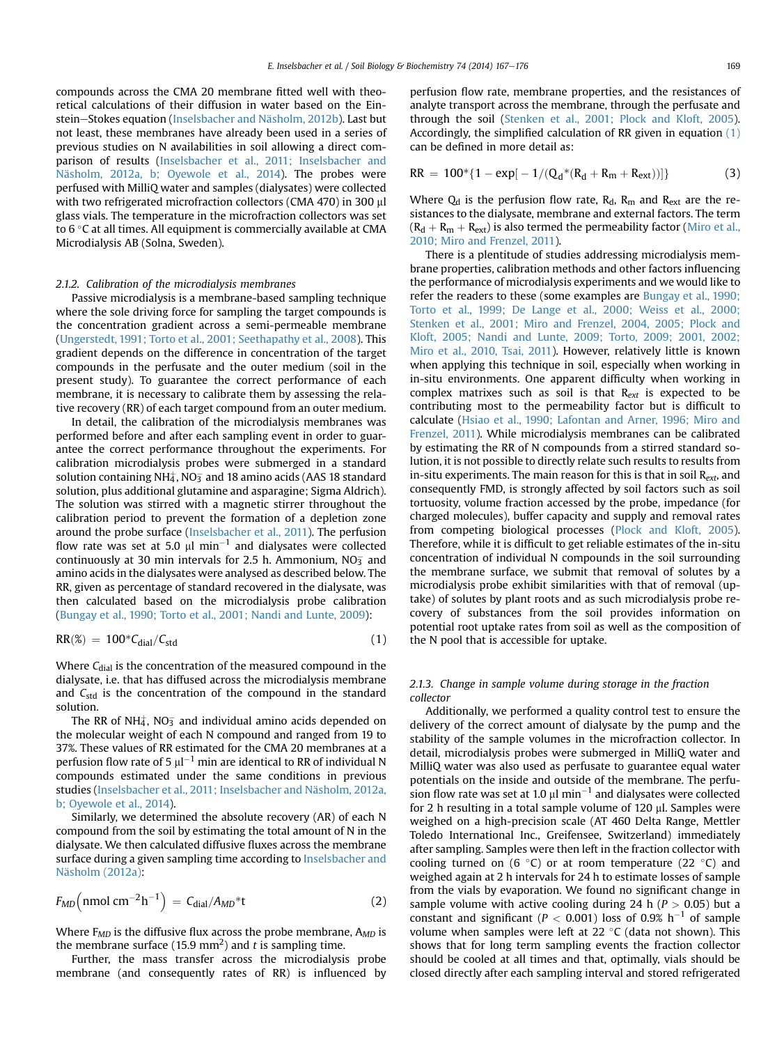compounds across the CMA 20 membrane fitted well with theoretical calculations of their diffusion in water based on the Einstein–Stokes equation (Inselsbacher and Näsholm, 2012b). Last but not least, these membranes have already been used in a series of previous studies on N availabilities in soil allowing a direct comparison of results (Inselsbacher et al., 2011; Inselsbacher and Näsholm, 2012a, b; Oyewole et al., 2014). The probes were perfused with MilliQ water and samples (dialysates) were collected with two refrigerated microfraction collectors (CMA 470) in 300 μl glass vials. The temperature in the microfraction collectors was set to 6 °C at all times. All equipment is commercially available at CMA Microdialysis AB (Solna, Sweden).

#### 2.1.2. Calibration of the microdialysis membranes

Passive microdialysis is a membrane-based sampling technique where the sole driving force for sampling the target compounds is the concentration gradient across a semi-permeable membrane (Ungerstedt, 1991; Torto et al., 2001; Seethapathy et al., 2008). This gradient depends on the difference in concentration of the target compounds in the perfusate and the outer medium (soil in the present study). To guarantee the correct performance of each membrane, it is necessary to calibrate them by assessing the relative recovery (RR) of each target compound from an outer medium.

In detail, the calibration of the microdialysis membranes was performed before and after each sampling event in order to guarantee the correct performance throughout the experiments. For calibration microdialysis probes were submerged in a standard solution containing $NH_4^+$, $NO_3^-$ and 18 amino acids (AAS 18 standard solution, plus additional glutamine and asparagine; Sigma Aldrich). The solution was stirred with a magnetic stirrer throughout the calibration period to prevent the formation of a depletion zone around the probe surface (Inselsbacher et al., 2011). The perfusion flow rate was set at 5.0 μl $min^{-1}$ and dialysates were collected continuously at 30 min intervals for 2.5 h. Ammonium, $NO_3^-$ and amino acids in the dialysates were analysed as described below. The RR, given as percentage of standard recovered in the dialysate, was then calculated based on the microdialysis probe calibration (Bungay et al., 1990; Torto et al., 2001; Nandi and Lunte, 2009):

$$RR(\%) = 100^*C_{dial}/C_{std} \quad (1)$$

Where $C_{dial}$ is the concentration of the measured compound in the dialysate, i.e. that has diffused across the microdialysis membrane and $C_{std}$ is the concentration of the compound in the standard solution.

The RR of $NH_4^+$, $NO_3^-$ and individual amino acids depended on the molecular weight of each N compound and ranged from 19 to 37%. These values of RR estimated for the CMA 20 membranes at a perfusion flow rate of 5 $\mu l^{-1}$ min are identical to RR of individual N compounds estimated under the same conditions in previous studies (Inselsbacher et al., 2011; Inselsbacher and Näsholm, 2012a, b; Oyewole et al., 2014).

Similarly, we determined the absolute recovery (AR) of each N compound from the soil by estimating the total amount of N in the dialysate. We then calculated diffusive fluxes across the membrane surface during a given sampling time according to Inselsbacher and Näsholm (2012a):

$$F_{MD}\left(\text{nmol cm}^{-2}\text{h}^{-1}\right) = C_{dial}/A_{MD}{}^*t \quad (2)$$

Where $F_{MD}$ is the diffusive flux across the probe membrane, $A_{MD}$ is the membrane surface (15.9 $mm^2$) and $t$ is sampling time.

Further, the mass transfer across the microdialysis probe membrane (and consequently rates of RR) is influenced by perfusion flow rate, membrane properties, and the resistances of analyte transport across the membrane, through the perfusate and through the soil (Stenken et al., 2001; Plock and Kloft, 2005). Accordingly, the simplified calculation of RR given in equation (1) can be defined in more detail as:

$$RR = 100^*\{1 - \exp[-1/(Q_d{}^*(R_d + R_m + R_{ext}))]\} \quad (3)$$

Where $Q_d$ is the perfusion flow rate, $R_d$, $R_m$ and $R_{ext}$ are the resistances to the dialysate, membrane and external factors. The term $(R_d + R_m + R_{ext})$ is also termed the permeability factor (Miro et al., 2010; Miro and Frenzel, 2011).

There is a plentitude of studies addressing microdialysis membrane properties, calibration methods and other factors influencing the performance of microdialysis experiments and we would like to refer the readers to these (some examples are Bungay et al., 1990; Torto et al., 1999; De Lange et al., 2000; Weiss et al., 2000; Stenken et al., 2001; Miro and Frenzel, 2004, 2005; Plock and Kloft, 2005; Nandi and Lunte, 2009; Torto, 2009; 2001, 2002; Miro et al., 2010, Tsai, 2011). However, relatively little is known when applying this technique in soil, especially when working in in-situ environments. One apparent difficulty when working in complex matrixes such as soil is that $R_{ext}$ is expected to be contributing most to the permeability factor but is difficult to calculate (Hsiao et al., 1990; Lafontan and Arner, 1996; Miro and Frenzel, 2011). While microdialysis membranes can be calibrated by estimating the RR of N compounds from a stirred standard solution, it is not possible to directly relate such results to results from in-situ experiments. The main reason for this is that in soil $R_{ext}$, and consequently FMD, is strongly affected by soil factors such as soil tortuosity, volume fraction accessed by the probe, impedance (for charged molecules), buffer capacity and supply and removal rates from competing biological processes (Plock and Kloft, 2005). Therefore, while it is difficult to get reliable estimates of the in-situ concentration of individual N compounds in the soil surrounding the membrane surface, we submit that removal of solutes by a microdialysis probe exhibit similarities with that of removal (uptake) of solutes by plant roots and as such microdialysis probe recovery of substances from the soil provides information on potential root uptake rates from soil as well as the composition of the N pool that is accessible for uptake.

#### 2.1.3. Change in sample volume during storage in the fraction collector

Additionally, we performed a quality control test to ensure the delivery of the correct amount of dialysate by the pump and the stability of the sample volumes in the microfraction collector. In detail, microdialysis probes were submerged in MilliQ water and MilliQ water was also used as perfusate to guarantee equal water potentials on the inside and outside of the membrane. The perfusion flow rate was set at 1.0 μl $min^{-1}$ and dialysates were collected for 2 h resulting in a total sample volume of 120 μl. Samples were weighed on a high-precision scale (AT 460 Delta Range, Mettler Toledo International Inc., Greifensee, Switzerland) immediately after sampling. Samples were then left in the fraction collector with cooling turned on (6 °C) or at room temperature (22 °C) and weighed again at 2 h intervals for 24 h to estimate losses of sample from the vials by evaporation. We found no significant change in sample volume with active cooling during 24 h ($P > 0.05$) but a constant and significant ($P < 0.001$) loss of 0.9% $h^{-1}$ of sample volume when samples were left at 22 °C (data not shown). This shows that for long term sampling events the fraction collector should be cooled at all times and that, optimally, vials should be closed directly after each sampling interval and stored refrigerated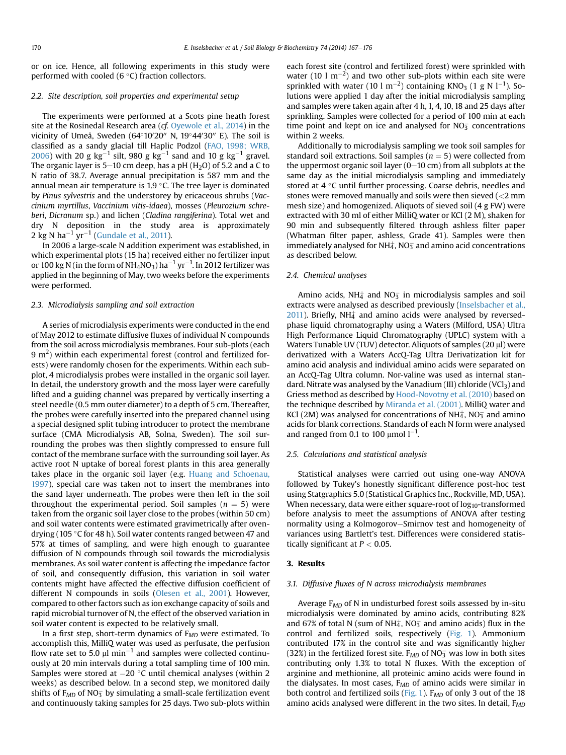or on ice. Hence, all following experiments in this study were performed with cooled (6 °C) fraction collectors.

### 2.2. Site description, soil properties and experimental setup

The experiments were performed at a Scots pine heath forest site at the Rosinedal Research area (*cf.* Oyewole et al., 2014) in the vicinity of Umeå, Sweden (64°10′20″ N, 19°44′30″ E). The soil is classified as a sandy glacial till Haplic Podzol (FAO, 1998; WRB, 2006) with 20 g $kg^{-1}$ silt, 980 g $kg^{-1}$ sand and 10 g $kg^{-1}$ gravel. The organic layer is 5–10 cm deep, has a pH ($H_2O$) of 5.2 and a C to N ratio of 38.7. Average annual precipitation is 587 mm and the annual mean air temperature is 1.9 °C. The tree layer is dominated by *Pinus sylvestris* and the understorey by ericaceous shrubs (*Vaccinium myrtillus*, *Vaccinium vitis-idaea*), mosses (*Pleurozium schreberi*, *Dicranum* sp.) and lichen (*Cladina rangiferina*). Total wet and dry N deposition in the study area is approximately 2 kg N $ha^{-1}$ $yr^{-1}$ (Gundale et al., 2011).

In 2006 a large-scale N addition experiment was established, in which experimental plots (15 ha) received either no fertilizer input or 100 kg N (in the form of $NH_4NO_3$) $ha^{-1}$ $yr^{-1}$. In 2012 fertilizer was applied in the beginning of May, two weeks before the experiments were performed.

### 2.3. Microdialysis sampling and soil extraction

A series of microdialysis experiments were conducted in the end of May 2012 to estimate diffusive fluxes of individual N compounds from the soil across microdialysis membranes. Four sub-plots (each 9 $m^2$) within each experimental forest (control and fertilized forests) were randomly chosen for the experiments. Within each sub-plot, 4 microdialysis probes were installed in the organic soil layer. In detail, the understory growth and the moss layer were carefully lifted and a guiding channel was prepared by vertically inserting a steel needle (0.5 mm outer diameter) to a depth of 5 cm. Thereafter, the probes were carefully inserted into the prepared channel using a special designed split tubing introducer to protect the membrane surface (CMA Microdialysis AB, Solna, Sweden). The soil surrounding the probes was then slightly compressed to ensure full contact of the membrane surface with the surrounding soil layer. As active root N uptake of boreal forest plants in this area generally takes place in the organic soil layer (e.g. Huang and Schoenau, 1997), special care was taken not to insert the membranes into the sand layer underneath. The probes were then left in the soil throughout the experimental period. Soil samples ($n = 5$) were taken from the organic soil layer close to the probes (within 50 cm) and soil water contents were estimated gravimetrically after oven-drying (105 °C for 48 h). Soil water contents ranged between 47 and 57% at times of sampling, and were high enough to guarantee diffusion of N compounds through soil towards the microdialysis membranes. As soil water content is affecting the impedance factor of soil, and consequently diffusion, this variation in soil water contents might have affected the effective diffusion coefficient of different N compounds in soils (Olesen et al., 2001). However, compared to other factors such as ion exchange capacity of soils and rapid microbial turnover of N, the effect of the observed variation in soil water content is expected to be relatively small.

In a first step, short-term dynamics of $F_{MD}$ were estimated. To accomplish this, MilliQ water was used as perfusate, the perfusion flow rate set to 5.0 μl $min^{-1}$ and samples were collected continuously at 20 min intervals during a total sampling time of 100 min. Samples were stored at −20 °C until chemical analyses (within 2 weeks) as described below. In a second step, we monitored daily shifts of $F_{MD}$ of $NO_3^-$ by simulating a small-scale fertilization event and continuously taking samples for 25 days. Two sub-plots within each forest site (control and fertilized forest) were sprinkled with water (10 l $m^{-2}$) and two other sub-plots within each site were sprinkled with water (10 l $m^{-2}$) containing $KNO_3$ (1 g N $l^{-1}$). Solutions were applied 1 day after the initial microdialysis sampling and samples were taken again after 4 h, 1, 4, 10, 18 and 25 days after sprinkling. Samples were collected for a period of 100 min at each time point and kept on ice and analysed for $NO_3^-$ concentrations within 2 weeks.

Additionally to microdialysis sampling we took soil samples for standard soil extractions. Soil samples ($n = 5$) were collected from the uppermost organic soil layer (0–10 cm) from all subplots at the same day as the initial microdialysis sampling and immediately stored at 4 °C until further processing. Coarse debris, needles and stones were removed manually and soils were then sieved (<2 mm mesh size) and homogenized. Aliquots of sieved soil (4 g FW) were extracted with 30 ml of either MilliQ water or KCl (2 M), shaken for 90 min and subsequently filtered through ashless filter paper (Whatman filter paper, ashless, Grade 41). Samples were then immediately analysed for $NH_4^+$, $NO_3^-$ and amino acid concentrations as described below.

### 2.4. Chemical analyses

Amino acids, $NH_4^+$ and $NO_3^-$ in microdialysis samples and soil extracts were analysed as described previously (Inselsbacher et al., 2011). Briefly, $NH_4^+$ and amino acids were analysed by reversed-phase liquid chromatography using a Waters (Milford, USA) Ultra High Performance Liquid Chromatography (UPLC) system with a Waters Tunable UV (TUV) detector. Aliquots of samples (20 μl) were derivatized with a Waters AccQ-Tag Ultra Derivatization kit for amino acid analysis and individual amino acids were separated on an AccQ-Tag Ultra column. Nor-valine was used as internal standard. Nitrate was analysed by the Vanadium (III) chloride ($VCl_3$) and Griess method as described by Hood-Novotny et al. (2010) based on the technique described by Miranda et al. (2001). MilliQ water and KCl (2M) was analysed for concentrations of $NH_4^+$, $NO_3^-$ and amino acids for blank corrections. Standards of each N form were analysed and ranged from 0.1 to 100 μmol $l^{-1}$.

### 2.5. Calculations and statistical analysis

Statistical analyses were carried out using one-way ANOVA followed by Tukey's honestly significant difference post-hoc test using Statgraphics 5.0 (Statistical Graphics Inc., Rockville, MD, USA). When necessary, data were either square-root of $log_{10}$-transformed before analysis to meet the assumptions of ANOVA after testing normality using a Kolmogorov–Smirnov test and homogeneity of variances using Bartlett's test. Differences were considered statistically significant at $P < 0.05$.

## 3. Results

### 3.1. Diffusive fluxes of N across microdialysis membranes

Average $F_{MD}$ of N in undisturbed forest soils assessed by in-situ microdialysis were dominated by amino acids, contributing 82% and 67% of total N (sum of $NH_4^+$, $NO_3^-$ and amino acids) flux in the control and fertilized soils, respectively (Fig. 1). Ammonium contributed 17% in the control site and was significantly higher (32%) in the fertilized forest site. $F_{MD}$ of $NO_3^-$ was low in both sites contributing only 1.3% to total N fluxes. With the exception of arginine and methionine, all proteinic amino acids were found in the dialysates. In most cases, $F_{MD}$ of amino acids were similar in both control and fertilized soils (Fig. 1). $F_{MD}$ of only 3 out of the 18 amino acids analysed were different in the two sites. In detail, $F_{MD}$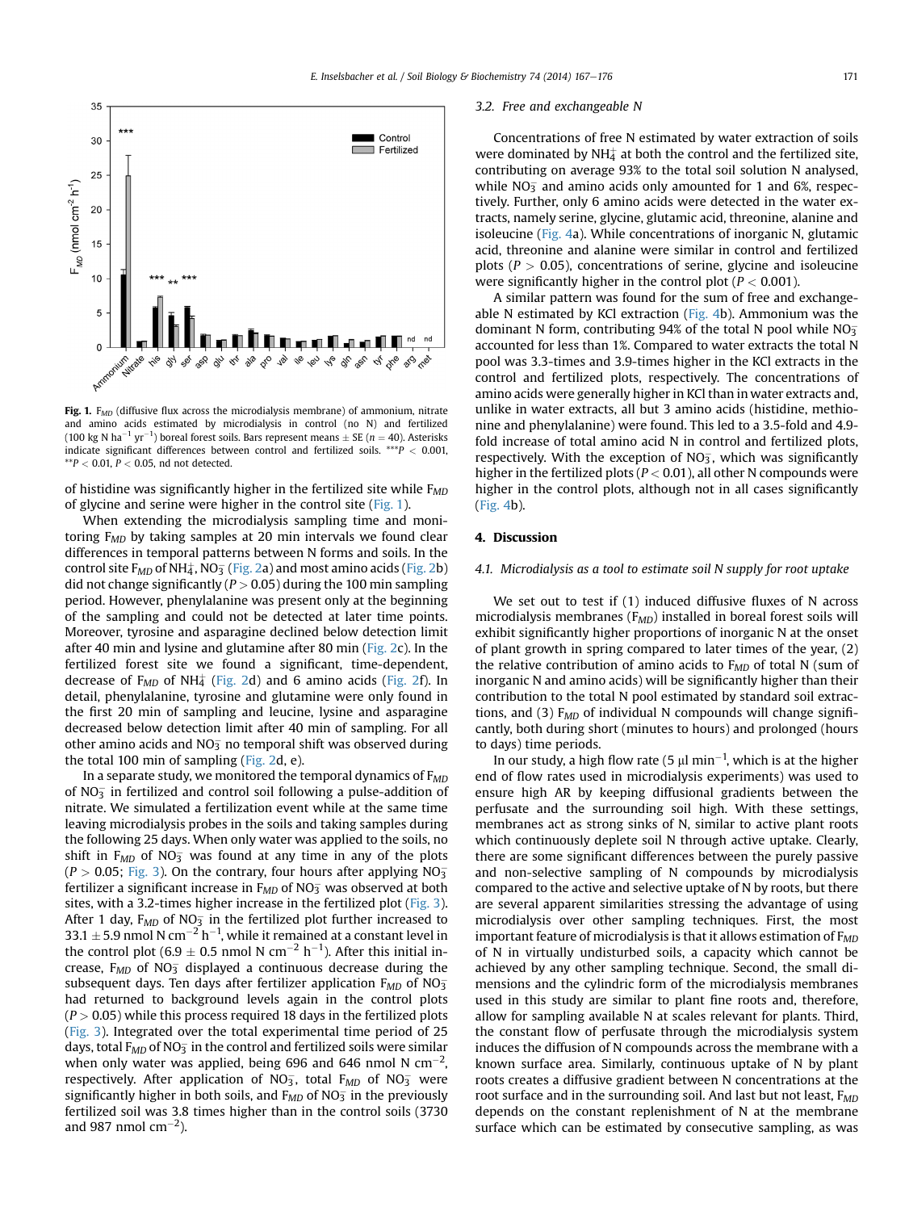Fig. 1. $F_{MD}$ (diffusive flux across the microdialysis membrane) of ammonium, nitrate and amino acids estimated by microdialysis in control (no N) and fertilized (100 kg N ha$^{-1}$ yr$^{-1}$) boreal forest soils. Bars represent means ± SE ($n = 40$). Asterisks indicate significant differences between control and fertilized soils. ***$P < 0.001$, **$P < 0.01$, $P < 0.05$, nd not detected.

of histidine was significantly higher in the fertilized site while $F_{MD}$ of glycine and serine were higher in the control site (Fig. 1).

When extending the microdialysis sampling time and monitoring $F_{MD}$ by taking samples at 20 min intervals we found clear differences in temporal patterns between N forms and soils. In the control site $F_{MD}$ of $NH_4^+$, $NO_3^-$ (Fig. 2a) and most amino acids (Fig. 2b) did not change significantly ($P > 0.05$) during the 100 min sampling period. However, phenylalanine was present only at the beginning of the sampling and could not be detected at later time points. Moreover, tyrosine and asparagine declined below detection limit after 40 min and lysine and glutamine after 80 min (Fig. 2c). In the fertilized forest site we found a significant, time-dependent, decrease of $F_{MD}$ of $NH_4^+$ (Fig. 2d) and 6 amino acids (Fig. 2f). In detail, phenylalanine, tyrosine and glutamine were only found in the first 20 min of sampling and leucine, lysine and asparagine decreased below detection limit after 40 min of sampling. For all other amino acids and $NO_3^-$ no temporal shift was observed during the total 100 min of sampling (Fig. 2d, e).

In a separate study, we monitored the temporal dynamics of $F_{MD}$ of $NO_3^-$ in fertilized and control soil following a pulse-addition of nitrate. We simulated a fertilization event while at the same time leaving microdialysis probes in the soils and taking samples during the following 25 days. When only water was applied to the soils, no shift in $F_{MD}$ of $NO_3^-$ was found at any time in any of the plots ($P > 0.05$; Fig. 3). On the contrary, four hours after applying $NO_3^-$ fertilizer a significant increase in $F_{MD}$ of $NO_3^-$ was observed at both sites, with a 3.2-times higher increase in the fertilized plot (Fig. 3). After 1 day, $F_{MD}$ of $NO_3^-$ in the fertilized plot further increased to 33.1 ± 5.9 nmol N cm$^{-2}$ h$^{-1}$, while it remained at a constant level in the control plot (6.9 ± 0.5 nmol N cm$^{-2}$ h$^{-1}$). After this initial increase, $F_{MD}$ of $NO_3^-$ displayed a continuous decrease during the subsequent days. Ten days after fertilizer application $F_{MD}$ of $NO_3^-$ had returned to background levels again in the control plots ($P > 0.05$) while this process required 18 days in the fertilized plots (Fig. 3). Integrated over the total experimental time period of 25 days, total $F_{MD}$ of $NO_3^-$ in the control and fertilized soils were similar when only water was applied, being 696 and 646 nmol N cm$^{-2}$, respectively. After application of $NO_3^-$, total $F_{MD}$ of $NO_3^-$ were significantly higher in both soils, and $F_{MD}$ of $NO_3^-$ in the previously fertilized soil was 3.8 times higher than in the control soils (3730 and 987 nmol cm$^{-2}$).

### 3.2. Free and exchangeable N

Concentrations of free N estimated by water extraction of soils were dominated by $NH_4^+$ at both the control and the fertilized site, contributing on average 93% to the total soil solution N analysed, while $NO_3^-$ and amino acids only amounted for 1 and 6%, respectively. Further, only 6 amino acids were detected in the water extracts, namely serine, glycine, glutamic acid, threonine, alanine and isoleucine (Fig. 4a). While concentrations of inorganic N, glutamic acid, threonine and alanine were similar in control and fertilized plots ($P > 0.05$), concentrations of serine, glycine and isoleucine were significantly higher in the control plot ($P < 0.001$).

A similar pattern was found for the sum of free and exchangeable N estimated by KCl extraction (Fig. 4b). Ammonium was the dominant N form, contributing 94% of the total N pool while $NO_3^-$ accounted for less than 1%. Compared to water extracts the total N pool was 3.3-times and 3.9-times higher in the KCl extracts in the control and fertilized plots, respectively. The concentrations of amino acids were generally higher in KCl than in water extracts and, unlike in water extracts, all but 3 amino acids (histidine, methionine and phenylalanine) were found. This led to a 3.5-fold and 4.9-fold increase of total amino acid N in control and fertilized plots, respectively. With the exception of $NO_3^-$, which was significantly higher in the fertilized plots ($P < 0.01$), all other N compounds were higher in the control plots, although not in all cases significantly (Fig. 4b).

## 4. Discussion

### 4.1. Microdialysis as a tool to estimate soil N supply for root uptake

We set out to test if (1) induced diffusive fluxes of N across microdialysis membranes ($F_{MD}$) installed in boreal forest soils will exhibit significantly higher proportions of inorganic N at the onset of plant growth in spring compared to later times of the year, (2) the relative contribution of amino acids to $F_{MD}$ of total N (sum of inorganic N and amino acids) will be significantly higher than their contribution to the total N pool estimated by standard soil extractions, and (3) $F_{MD}$ of individual N compounds will change significantly, both during short (minutes to hours) and prolonged (hours to days) time periods.

In our study, a high flow rate (5 µl min$^{-1}$, which is at the higher end of flow rates used in microdialysis experiments) was used to ensure high AR by keeping diffusional gradients between the perfusate and the surrounding soil high. With these settings, membranes act as strong sinks of N, similar to active plant roots which continuously deplete soil N through active uptake. Clearly, there are some significant differences between the purely passive and non-selective sampling of N compounds by microdialysis compared to the active and selective uptake of N by roots, but there are several apparent similarities stressing the advantage of using microdialysis over other sampling techniques. First, the most important feature of microdialysis is that it allows estimation of $F_{MD}$ of N in virtually undisturbed soils, a capacity which cannot be achieved by any other sampling technique. Second, the small dimensions and the cylindric form of the microdialysis membranes used in this study are similar to plant fine roots and, therefore, allow for sampling available N at scales relevant for plants. Third, the constant flow of perfusate through the microdialysis system induces the diffusion of N compounds across the membrane with a known surface area. Similarly, continuous uptake of N by plant roots creates a diffusive gradient between N concentrations at the root surface and in the surrounding soil. And last but not least, $F_{MD}$ depends on the constant replenishment of N at the membrane surface which can be estimated by consecutive sampling, as was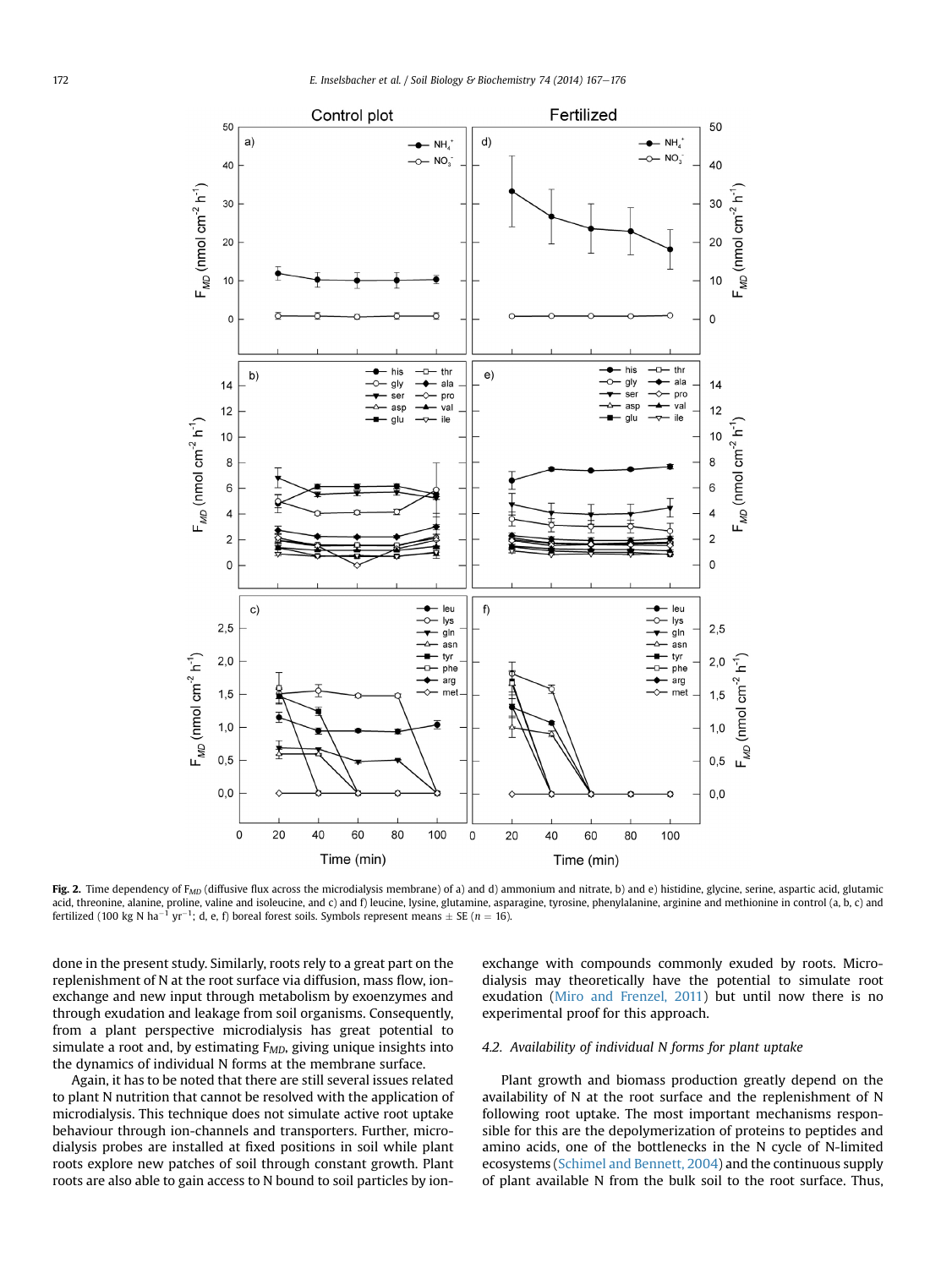Fig. 2. Time dependency of $F_{MD}$ (diffusive flux across the microdialysis membrane) of a) and d) ammonium and nitrate, b) and e) histidine, glycine, serine, aspartic acid, glutamic acid, threonine, alanine, proline, valine and isoleucine, and c) and f) leucine, lysine, glutamine, asparagine, tyrosine, phenylalanine, arginine and methionine in control (a, b, c) and fertilized (100 kg N $ha^{-1}$ $yr^{-1}$; d, e, f) boreal forest soils. Symbols represent means ± SE ($n = 16$).

done in the present study. Similarly, roots rely to a great part on the replenishment of N at the root surface via diffusion, mass flow, ion-exchange and new input through metabolism by exoenzymes and through exudation and leakage from soil organisms. Consequently, from a plant perspective microdialysis has great potential to simulate a root and, by estimating $F_{MD}$, giving unique insights into the dynamics of individual N forms at the membrane surface.

Again, it has to be noted that there are still several issues related to plant N nutrition that cannot be resolved with the application of microdialysis. This technique does not simulate active root uptake behaviour through ion-channels and transporters. Further, microdialysis probes are installed at fixed positions in soil while plant roots explore new patches of soil through constant growth. Plant roots are also able to gain access to N bound to soil particles by ion-exchange with compounds commonly exuded by roots. Microdialysis may theoretically have the potential to simulate root exudation (Miro and Frenzel, 2011) but until now there is no experimental proof for this approach.

### 4.2. Availability of individual N forms for plant uptake

Plant growth and biomass production greatly depend on the availability of N at the root surface and the replenishment of N following root uptake. The most important mechanisms responsible for this are the depolymerization of proteins to peptides and amino acids, one of the bottlenecks in the N cycle of N-limited ecosystems (Schimel and Bennett, 2004) and the continuous supply of plant available N from the bulk soil to the root surface. Thus,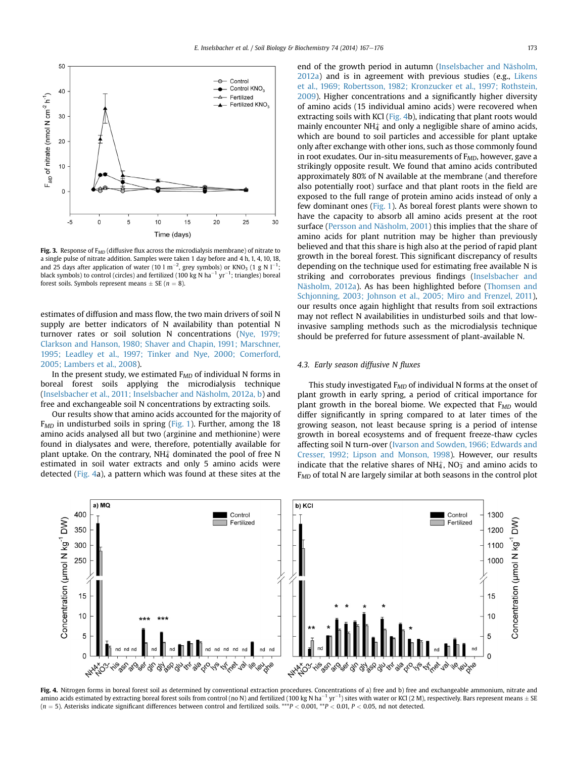Fig. 3. Response of $F_{MD}$ (diffusive flux across the microdialysis membrane) of nitrate to a single pulse of nitrate addition. Samples were taken 1 day before and 4 h, 1, 4, 10, 18, and 25 days after application of water (10 l m$^{-2}$, grey symbols) or $KNO_3$ (1 g N l$^{-1}$; black symbols) to control (circles) and fertilized (100 kg N ha$^{-1}$ yr$^{-1}$; triangles) boreal forest soils. Symbols represent means ± SE ($n = 8$).

estimates of diffusion and mass flow, the two main drivers of soil N supply are better indicators of N availability than potential N turnover rates or soil solution N concentrations (Nye, 1979; Clarkson and Hanson, 1980; Shaver and Chapin, 1991; Marschner, 1995; Leadley et al., 1997; Tinker and Nye, 2000; Comerford, 2005; Lambers et al., 2008).

In the present study, we estimated $F_{MD}$ of individual N forms in boreal forest soils applying the microdialysis technique (Inselsbacher et al., 2011; Inselsbacher and Näsholm, 2012a, b) and free and exchangeable soil N concentrations by extracting soils.

Our results show that amino acids accounted for the majority of $F_{MD}$ in undisturbed soils in spring (Fig. 1). Further, among the 18 amino acids analysed all but two (arginine and methionine) were found in dialysates and were, therefore, potentially available for plant uptake. On the contrary, $NH_4^+$ dominated the pool of free N estimated in soil water extracts and only 5 amino acids were detected (Fig. 4a), a pattern which was found at these sites at the end of the growth period in autumn (Inselsbacher and Näsholm, 2012a) and is in agreement with previous studies (e.g., Likens et al., 1969; Robertsson, 1982; Kronzucker et al., 1997; Rothstein, 2009). Higher concentrations and a significantly higher diversity of amino acids (15 individual amino acids) were recovered when extracting soils with KCl (Fig. 4b), indicating that plant roots would mainly encounter $NH_4^+$ and only a negligible share of amino acids, which are bound to soil particles and accessible for plant uptake only after exchange with other ions, such as those commonly found in root exudates. Our in-situ measurements of $F_{MD}$, however, gave a strikingly opposite result. We found that amino acids contributed approximately 80% of N available at the membrane (and therefore also potentially root) surface and that plant roots in the field are exposed to the full range of protein amino acids instead of only a few dominant ones (Fig. 1). As boreal forest plants were shown to have the capacity to absorb all amino acids present at the root surface (Persson and Näsholm, 2001) this implies that the share of amino acids for plant nutrition may be higher than previously believed and that this share is high also at the period of rapid plant growth in the boreal forest. This significant discrepancy of results depending on the technique used for estimating free available N is striking and corroborates previous findings (Inselsbacher and Näsholm, 2012a). As has been highlighted before (Thomsen and Schjonning, 2003; Johnson et al., 2005; Miro and Frenzel, 2011), our results once again highlight that results from soil extractions may not reflect N availabilities in undisturbed soils and that low-invasive sampling methods such as the microdialysis technique should be preferred for future assessment of plant-available N.

### 4.3. Early season diffusive N fluxes

This study investigated $F_{MD}$ of individual N forms at the onset of plant growth in early spring, a period of critical importance for plant growth in the boreal biome. We expected that $F_{MD}$ would differ significantly in spring compared to at later times of the growing season, not least because spring is a period of intense growth in boreal ecosystems and of frequent freeze-thaw cycles affecting soil N turn-over (Ivarson and Sowden, 1966; Edwards and Cresser, 1992; Lipson and Monson, 1998). However, our results indicate that the relative shares of $NH_4^+$, $NO_3^-$ and amino acids to $F_{MD}$ of total N are largely similar at both seasons in the control plot

Fig. 4. Nitrogen forms in boreal forest soil as determined by conventional extraction procedures. Concentrations of a) free and b) free and exchangeable ammonium, nitrate and amino acids estimated by extracting boreal forest soils from control (no N) and fertilized (100 kg N ha$^{-1}$ yr$^{-1}$) sites with water or KCl (2 M), respectively. Bars represent means ± SE ($n = 5$). Asterisks indicate significant differences between control and fertilized soils. ***$P < 0.001$, **$P < 0.01$, $P < 0.05$, nd not detected.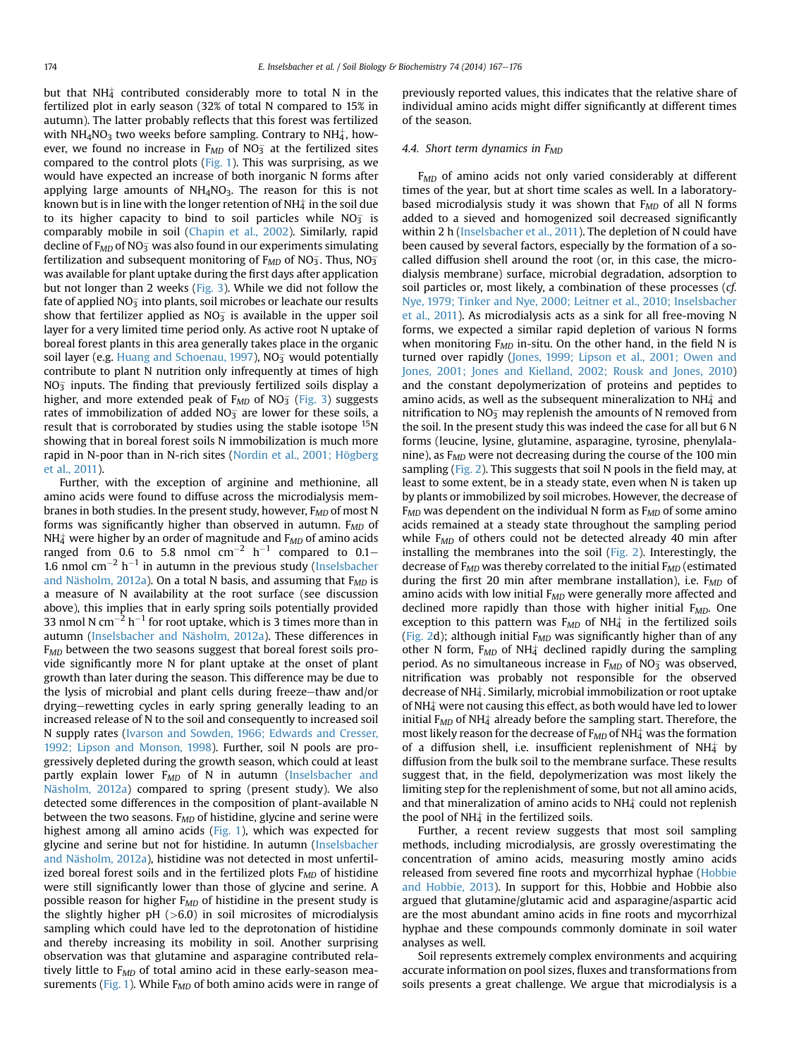but that $NH_4^+$ contributed considerably more to total N in the fertilized plot in early season (32% of total N compared to 15% in autumn). The latter probably reflects that this forest was fertilized with $NH_4NO_3$ two weeks before sampling. Contrary to $NH_4^+$, however, we found no increase in $F_{MD}$ of $NO_3^-$ at the fertilized sites compared to the control plots (Fig. 1). This was surprising, as we would have expected an increase of both inorganic N forms after applying large amounts of $NH_4NO_3$. The reason for this is not known but is in line with the longer retention of $NH_4^+$ in the soil due to its higher capacity to bind to soil particles while $NO_3^-$ is comparably mobile in soil (Chapin et al., 2002). Similarly, rapid decline of $F_{MD}$ of $NO_3^-$ was also found in our experiments simulating fertilization and subsequent monitoring of $F_{MD}$ of $NO_3^-$. Thus, $NO_3^-$ was available for plant uptake during the first days after application but not longer than 2 weeks (Fig. 3). While we did not follow the fate of applied $NO_3^-$ into plants, soil microbes or leachate our results show that fertilizer applied as $NO_3^-$ is available in the upper soil layer for a very limited time period only. As active root N uptake of boreal forest plants in this area generally takes place in the organic soil layer (e.g. Huang and Schoenau, 1997), $NO_3^-$ would potentially contribute to plant N nutrition only infrequently at times of high $NO_3^-$ inputs. The finding that previously fertilized soils display a higher, and more extended peak of $F_{MD}$ of $NO_3^-$ (Fig. 3) suggests rates of immobilization of added $NO_3^-$ are lower for these soils, a result that is corroborated by studies using the stable isotope $^{15}N$ showing that in boreal forest soils N immobilization is much more rapid in N-poor than in N-rich sites (Nordin et al., 2001; Högberg et al., 2011).

Further, with the exception of arginine and methionine, all amino acids were found to diffuse across the microdialysis membranes in both studies. In the present study, however, $F_{MD}$ of most N forms was significantly higher than observed in autumn. $F_{MD}$ of $NH_4^+$ were higher by an order of magnitude and $F_{MD}$ of amino acids ranged from 0.6 to 5.8 nmol $cm^{-2}$ $h^{-1}$ compared to 0.1–1.6 nmol $cm^{-2}$ $h^{-1}$ in autumn in the previous study (Inselsbacher and Näsholm, 2012a). On a total N basis, and assuming that $F_{MD}$ is a measure of N availability at the root surface (see discussion above), this implies that in early spring soils potentially provided 33 nmol N $cm^{-2}$ $h^{-1}$ for root uptake, which is 3 times more than in autumn (Inselsbacher and Näsholm, 2012a). These differences in $F_{MD}$ between the two seasons suggest that boreal forest soils provide significantly more N for plant uptake at the onset of plant growth than later during the season. This difference may be due to the lysis of microbial and plant cells during freeze–thaw and/or drying–rewetting cycles in early spring generally leading to an increased release of N to the soil and consequently to increased soil N supply rates (Ivarson and Sowden, 1966; Edwards and Cresser, 1992; Lipson and Monson, 1998). Further, soil N pools are progressively depleted during the growth season, which could at least partly explain lower $F_{MD}$ of N in autumn (Inselsbacher and Näsholm, 2012a) compared to spring (present study). We also detected some differences in the composition of plant-available N between the two seasons. $F_{MD}$ of histidine, glycine and serine were highest among all amino acids (Fig. 1), which was expected for glycine and serine but not for histidine. In autumn (Inselsbacher and Näsholm, 2012a), histidine was not detected in most unfertilized boreal forest soils and in the fertilized plots $F_{MD}$ of histidine were still significantly lower than those of glycine and serine. A possible reason for higher $F_{MD}$ of histidine in the present study is the slightly higher pH (>6.0) in soil microsites of microdialysis sampling which could have led to the deprotonation of histidine and thereby increasing its mobility in soil. Another surprising observation was that glutamine and asparagine contributed relatively little to $F_{MD}$ of total amino acid in these early-season measurements (Fig. 1). While $F_{MD}$ of both amino acids were in range of previously reported values, this indicates that the relative share of individual amino acids might differ significantly at different times of the season.

### 4.4. Short term dynamics in $F_{MD}$

$F_{MD}$ of amino acids not only varied considerably at different times of the year, but at short time scales as well. In a laboratory-based microdialysis study it was shown that $F_{MD}$ of all N forms added to a sieved and homogenized soil decreased significantly within 2 h (Inselsbacher et al., 2011). The depletion of N could have been caused by several factors, especially by the formation of a so-called diffusion shell around the root (or, in this case, the microdialysis membrane) surface, microbial degradation, adsorption to soil particles or, most likely, a combination of these processes (*cf.* Nye, 1979; Tinker and Nye, 2000; Leitner et al., 2010; Inselsbacher et al., 2011). As microdialysis acts as a sink for all free-moving N forms, we expected a similar rapid depletion of various N forms when monitoring $F_{MD}$ in-situ. On the other hand, in the field N is turned over rapidly (Jones, 1999; Lipson et al., 2001; Owen and Jones, 2001; Jones and Kielland, 2002; Rousk and Jones, 2010) and the constant depolymerization of proteins and peptides to amino acids, as well as the subsequent mineralization to $NH_4^+$ and nitrification to $NO_3^-$ may replenish the amounts of N removed from the soil. In the present study this was indeed the case for all but 6 N forms (leucine, lysine, glutamine, asparagine, tyrosine, phenylalanine), as $F_{MD}$ were not decreasing during the course of the 100 min sampling (Fig. 2). This suggests that soil N pools in the field may, at least to some extent, be in a steady state, even when N is taken up by plants or immobilized by soil microbes. However, the decrease of $F_{MD}$ was dependent on the individual N form as $F_{MD}$ of some amino acids remained at a steady state throughout the sampling period while $F_{MD}$ of others could not be detected already 40 min after installing the membranes into the soil (Fig. 2). Interestingly, the decrease of $F_{MD}$ was thereby correlated to the initial $F_{MD}$ (estimated during the first 20 min after membrane installation), i.e. $F_{MD}$ of amino acids with low initial $F_{MD}$ were generally more affected and declined more rapidly than those with higher initial $F_{MD}$. One exception to this pattern was $F_{MD}$ of $NH_4^+$ in the fertilized soils (Fig. 2d); although initial $F_{MD}$ was significantly higher than of any other N form, $F_{MD}$ of $NH_4^+$ declined rapidly during the sampling period. As no simultaneous increase in $F_{MD}$ of $NO_3^-$ was observed, nitrification was probably not responsible for the observed decrease of $NH_4^+$. Similarly, microbial immobilization or root uptake of $NH_4^+$ were not causing this effect, as both would have led to lower initial $F_{MD}$ of $NH_4^+$ already before the sampling start. Therefore, the most likely reason for the decrease of $F_{MD}$ of $NH_4^+$ was the formation of a diffusion shell, i.e. insufficient replenishment of $NH_4^+$ by diffusion from the bulk soil to the membrane surface. These results suggest that, in the field, depolymerization was most likely the limiting step for the replenishment of some, but not all amino acids, and that mineralization of amino acids to $NH_4^+$ could not replenish the pool of $NH_4^+$ in the fertilized soils.

Further, a recent review suggests that most soil sampling methods, including microdialysis, are grossly overestimating the concentration of amino acids, measuring mostly amino acids released from severed fine roots and mycorrhizal hyphae (Hobbie and Hobbie, 2013). In support for this, Hobbie and Hobbie also argued that glutamine/glutamic acid and asparagine/aspartic acid are the most abundant amino acids in fine roots and mycorrhizal hyphae and these compounds commonly dominate in soil water analyses as well.

Soil represents extremely complex environments and acquiring accurate information on pool sizes, fluxes and transformations from soils presents a great challenge. We argue that microdialysis is a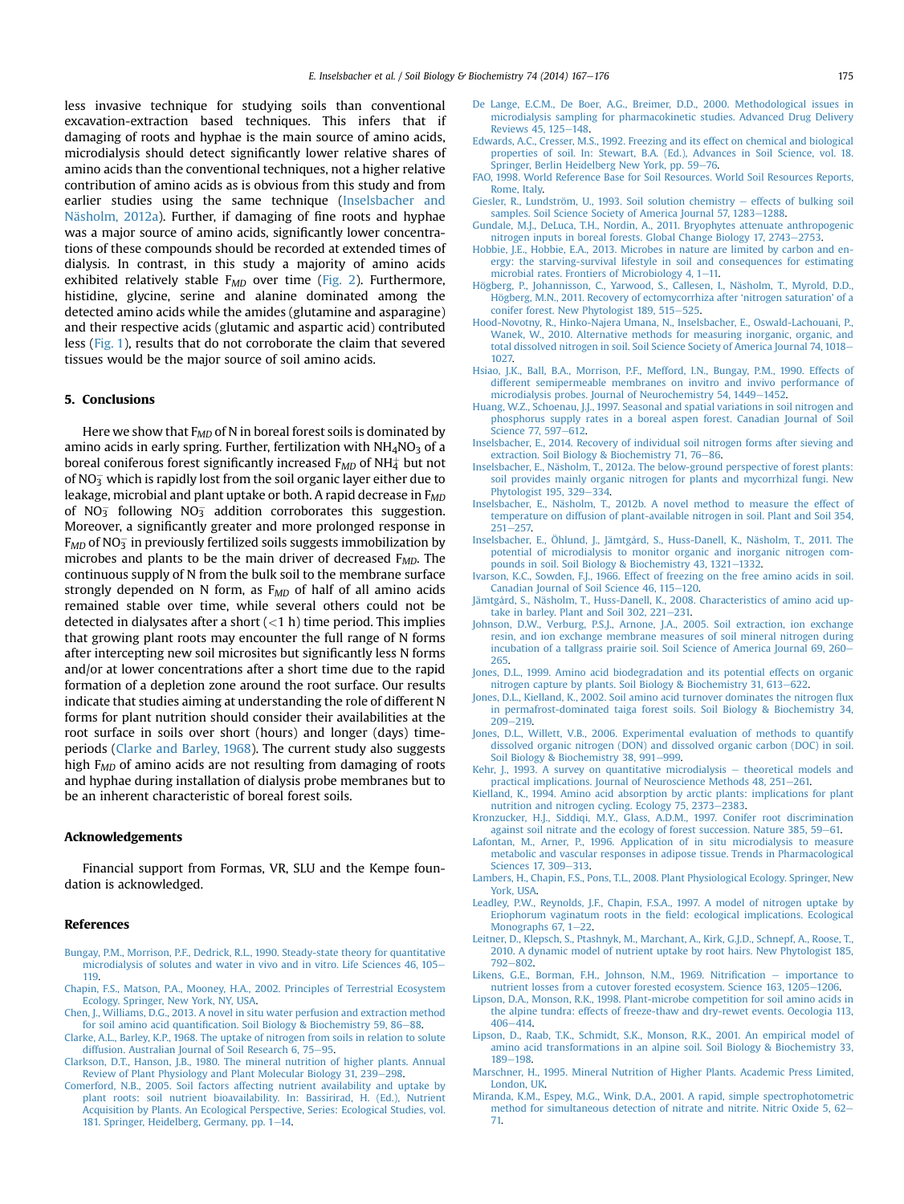less invasive technique for studying soils than conventional excavation-extraction based techniques. This infers that if damaging of roots and hyphae is the main source of amino acids, microdialysis should detect significantly lower relative shares of amino acids than the conventional techniques, not a higher relative contribution of amino acids as is obvious from this study and from earlier studies using the same technique (Inselsbacher and Näsholm, 2012a). Further, if damaging of fine roots and hyphae was a major source of amino acids, significantly lower concentrations of these compounds should be recorded at extended times of dialysis. In contrast, in this study a majority of amino acids exhibited relatively stable $F_{MD}$ over time (Fig. 2). Furthermore, histidine, glycine, serine and alanine dominated among the detected amino acids while the amides (glutamine and asparagine) and their respective acids (glutamic and aspartic acid) contributed less (Fig. 1), results that do not corroborate the claim that severed tissues would be the major source of soil amino acids.

## 5. Conclusions

Here we show that $F_{MD}$ of N in boreal forest soils is dominated by amino acids in early spring. Further, fertilization with $NH_4NO_3$ of a boreal coniferous forest significantly increased $F_{MD}$ of $NH_4^+$ but not of $NO_3^-$ which is rapidly lost from the soil organic layer either due to leakage, microbial and plant uptake or both. A rapid decrease in $F_{MD}$ of $NO_3^-$ following $NO_3^-$ addition corroborates this suggestion. Moreover, a significantly greater and more prolonged response in $F_{MD}$ of $NO_3^-$ in previously fertilized soils suggests immobilization by microbes and plants to be the main driver of decreased $F_{MD}$. The continuous supply of N from the bulk soil to the membrane surface strongly depended on N form, as $F_{MD}$ of half of all amino acids remained stable over time, while several others could not be detected in dialysates after a short (<1 h) time period. This implies that growing plant roots may encounter the full range of N forms after intercepting new soil microsites but significantly less N forms and/or at lower concentrations after a short time due to the rapid formation of a depletion zone around the root surface. Our results indicate that studies aiming at understanding the role of different N forms for plant nutrition should consider their availabilities at the root surface in soils over short (hours) and longer (days) time-periods (Clarke and Barley, 1968). The current study also suggests high $F_{MD}$ of amino acids are not resulting from damaging of roots and hyphae during installation of dialysis probe membranes but to be an inherent characteristic of boreal forest soils.

## Acknowledgements

Financial support from Formas, VR, SLU and the Kempe foundation is acknowledged.

## References

Bungay, P.M., Morrison, P.F., Dedrick, R.L., 1990. Steady-state theory for quantitative microdialysis of solutes and water in vivo and in vitro. Life Sciences 46, 105–119.

Chapin, F.S., Matson, P.A., Mooney, H.A., 2002. Principles of Terrestrial Ecosystem Ecology. Springer, New York, NY, USA.

Chen, J., Williams, D.G., 2013. A novel in situ water perfusion and extraction method for soil amino acid quantification. Soil Biology & Biochemistry 59, 86–88.

Clarke, A.L., Barley, K.P., 1968. The uptake of nitrogen from soils in relation to solute diffusion. Australian Journal of Soil Research 6, 75–95.

Clarkson, D.T., Hanson, J.B., 1980. The mineral nutrition of higher plants. Annual Review of Plant Physiology and Plant Molecular Biology 31, 239–298.

Comerford, N.B., 2005. Soil factors affecting nutrient availability and uptake by plant roots: soil nutrient bioavailability. In: Bassirirad, H. (Ed.), Nutrient Acquisition by Plants. An Ecological Perspective, Series: Ecological Studies, vol. 181. Springer, Heidelberg, Germany, pp. 1–14.

De Lange, E.C.M., De Boer, A.G., Breimer, D.D., 2000. Methodological issues in microdialysis sampling for pharmacokinetic studies. Advanced Drug Delivery Reviews 45, 125–148.

Edwards, A.C., Cresser, M.S., 1992. Freezing and its effect on chemical and biological properties of soil. In: Stewart, B.A. (Ed.), Advances in Soil Science, vol. 18. Springer, Berlin Heidelberg New York, pp. 59–76.

FAO, 1998. World Reference Base for Soil Resources. World Soil Resources Reports, Rome, Italy.

Giesler, R., Lundström, U., 1993. Soil solution chemistry – effects of bulking soil samples. Soil Science Society of America Journal 57, 1283–1288.

Gundale, M.J., DeLuca, T.H., Nordin, A., 2011. Bryophytes attenuate anthropogenic nitrogen inputs in boreal forests. Global Change Biology 17, 2743–2753.

Hobbie, J.E., Hobbie, E.A., 2013. Microbes in nature are limited by carbon and energy: the starving-survival lifestyle in soil and consequences for estimating microbial rates. Frontiers of Microbiology 4, 1–11.

Högberg, P., Johannisson, C., Yarwood, S., Callesen, I., Näsholm, T., Myrold, D.D., Högberg, M.N., 2011. Recovery of ectomycorrhiza after 'nitrogen saturation' of a conifer forest. New Phytologist 189, 515–525.

Hood-Novotny, R., Hinko-Najera Umana, N., Inselsbacher, E., Oswald-Lachouani, P., Wanek, W., 2010. Alternative methods for measuring inorganic, organic, and total dissolved nitrogen in soil. Soil Science Society of America Journal 74, 1018–1027.

Hsiao, J.K., Ball, B.A., Morrison, P.F., Mefford, I.N., Bungay, P.M., 1990. Effects of different semipermeable membranes on invitro and invivo performance of microdialysis probes. Journal of Neurochemistry 54, 1449–1452.

Huang, W.Z., Schoenau, J.J., 1997. Seasonal and spatial variations in soil nitrogen and phosphorus supply rates in a boreal aspen forest. Canadian Journal of Soil Science 77, 597–612.

Inselsbacher, E., 2014. Recovery of individual soil nitrogen forms after sieving and extraction. Soil Biology & Biochemistry 71, 76–86.

Inselsbacher, E., Näsholm, T., 2012a. The below-ground perspective of forest plants: soil provides mainly organic nitrogen for plants and mycorrhizal fungi. New Phytologist 195, 329–334.

Inselsbacher, E., Näsholm, T., 2012b. A novel method to measure the effect of temperature on diffusion of plant-available nitrogen in soil. Plant and Soil 354, 251–257.

Inselsbacher, E., Öhlund, J., Jämtgård, S., Huss-Danell, K., Näsholm, T., 2011. The potential of microdialysis to monitor organic and inorganic nitrogen compounds in soil. Soil Biology & Biochemistry 43, 1321–1332.

Ivarson, K.C., Sowden, F.J., 1966. Effect of freezing on the free amino acids in soil. Canadian Journal of Soil Science 46, 115–120.

Jämtgård, S., Näsholm, T., Huss-Danell, K., 2008. Characteristics of amino acid uptake in barley. Plant and Soil 302, 221–231.

Johnson, D.W., Verburg, P.S.J., Arnone, J.A., 2005. Soil extraction, ion exchange resin, and ion exchange membrane measures of soil mineral nitrogen during incubation of a tallgrass prairie soil. Soil Science of America Journal 69, 260–265.

Jones, D.L., 1999. Amino acid biodegradation and its potential effects on organic nitrogen capture by plants. Soil Biology & Biochemistry 31, 613–622.

Jones, D.L., Kielland, K., 2002. Soil amino acid turnover dominates the nitrogen flux in permafrost-dominated taiga forest soils. Soil Biology & Biochemistry 34, 209–219.

Jones, D.L., Willett, V.B., 2006. Experimental evaluation of methods to quantify dissolved organic nitrogen (DON) and dissolved organic carbon (DOC) in soil. Soil Biology & Biochemistry 38, 991–999.

Kehr, J., 1993. A survey on quantitative microdialysis – theoretical models and practical implications. Journal of Neuroscience Methods 48, 251–261.

Kielland, K., 1994. Amino acid absorption by arctic plants: implications for plant nutrition and nitrogen cycling. Ecology 75, 2373–2383.

Kronzucker, H.J., Siddiqi, M.Y., Glass, A.D.M., 1997. Conifer root discrimination against soil nitrate and the ecology of forest succession. Nature 385, 59–61.

Lafontan, M., Arner, P., 1996. Application of in situ microdialysis to measure metabolic and vascular responses in adipose tissue. Trends in Pharmacological Sciences 17, 309–313.

Lambers, H., Chapin, F.S., Pons, T.L., 2008. Plant Physiological Ecology. Springer, New York, USA.

Leadley, P.W., Reynolds, J.F., Chapin, F.S.A., 1997. A model of nitrogen uptake by Eriophorum vaginatum roots in the field: ecological implications. Ecological Monographs 67, 1–22.

Leitner, D., Klepsch, S., Ptashnyk, M., Marchant, A., Kirk, G.J.D., Schnepf, A., Roose, T., 2010. A dynamic model of nutrient uptake by root hairs. New Phytologist 185, 792–802.

Likens, G.E., Borman, F.H., Johnson, N.M., 1969. Nitrification – importance to nutrient losses from a cutover forested ecosystem. Science 163, 1205–1206.

Lipson, D.A., Monson, R.K., 1998. Plant-microbe competition for soil amino acids in the alpine tundra: effects of freeze-thaw and dry-rewet events. Oecologia 113, 406–414.

Lipson, D., Raab, T.K., Schmidt, S.K., Monson, R.K., 2001. An empirical model of amino acid transformations in an alpine soil. Soil Biology & Biochemistry 33, 189–198.

Marschner, H., 1995. Mineral Nutrition of Higher Plants. Academic Press Limited, London, UK.

Miranda, K.M., Espey, M.G., Wink, D.A., 2001. A rapid, simple spectrophotometric method for simultaneous detection of nitrate and nitrite. Nitric Oxide 5, 62–71.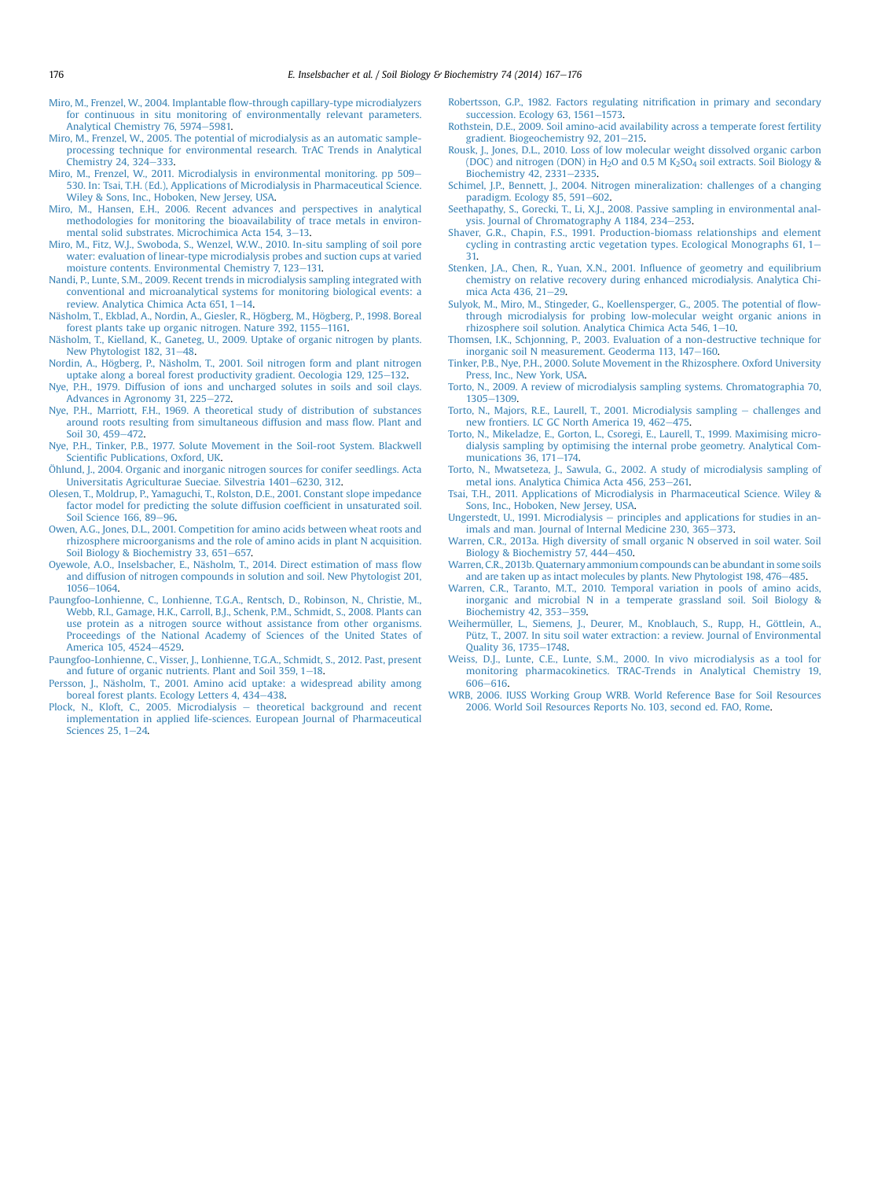Miro, M., Frenzel, W., 2004. Implantable flow-through capillary-type microdialyzers for continuous in situ monitoring of environmentally relevant parameters. Analytical Chemistry 76, 5974–5981.

Miro, M., Frenzel, W., 2005. The potential of microdialysis as an automatic sample-processing technique for environmental research. TrAC Trends in Analytical Chemistry 24, 324–333.

Miro, M., Frenzel, W., 2011. Microdialysis in environmental monitoring. pp 509–530. In: Tsai, T.H. (Ed.), Applications of Microdialysis in Pharmaceutical Science. Wiley & Sons, Inc., Hoboken, New Jersey, USA.

Miro, M., Hansen, E.H., 2006. Recent advances and perspectives in analytical methodologies for monitoring the bioavailability of trace metals in environmental solid substrates. Microchimica Acta 154, 3–13.

Miro, M., Fitz, W.J., Swoboda, S., Wenzel, W.W., 2010. In-situ sampling of soil pore water: evaluation of linear-type microdialysis probes and suction cups at varied moisture contents. Environmental Chemistry 7, 123–131.

Nandi, P., Lunte, S.M., 2009. Recent trends in microdialysis sampling integrated with conventional and microanalytical systems for monitoring biological events: a review. Analytica Chimica Acta 651, 1–14.

Näsholm, T., Ekblad, A., Nordin, A., Giesler, R., Högberg, M., Högberg, P., 1998. Boreal forest plants take up organic nitrogen. Nature 392, 1155–1161.

Näsholm, T., Kielland, K., Ganeteg, U., 2009. Uptake of organic nitrogen by plants. New Phytologist 182, 31–48.

Nordin, A., Högberg, P., Näsholm, T., 2001. Soil nitrogen form and plant nitrogen uptake along a boreal forest productivity gradient. Oecologia 129, 125–132.

Nye, P.H., 1979. Diffusion of ions and uncharged solutes in soils and soil clays. Advances in Agronomy 31, 225–272.

Nye, P.H., Marriott, F.H., 1969. A theoretical study of distribution of substances around roots resulting from simultaneous diffusion and mass flow. Plant and Soil 30, 459–472.

Nye, P.H., Tinker, P.B., 1977. Solute Movement in the Soil-root System. Blackwell Scientific Publications, Oxford, UK.

Öhlund, J., 2004. Organic and inorganic nitrogen sources for conifer seedlings. Acta Universitatis Agriculturae Sueciae. Silvestria 1401–6230, 312.

Olesen, T., Moldrup, P., Yamaguchi, T., Rolston, D.E., 2001. Constant slope impedance factor model for predicting the solute diffusion coefficient in unsaturated soil. Soil Science 166, 89–96.

Owen, A.G., Jones, D.L., 2001. Competition for amino acids between wheat roots and rhizosphere microorganisms and the role of amino acids in plant N acquisition. Soil Biology & Biochemistry 33, 651–657.

Oyewole, A.O., Inselsbacher, E., Näsholm, T., 2014. Direct estimation of mass flow and diffusion of nitrogen compounds in solution and soil. New Phytologist 201, 1056–1064.

Paungfoo-Lonhienne, C., Lonhienne, T.G.A., Rentsch, D., Robinson, N., Christie, M., Webb, R.I., Gamage, H.K., Carroll, B.J., Schenk, P.M., Schmidt, S., 2008. Plants can use protein as a nitrogen source without assistance from other organisms. Proceedings of the National Academy of Sciences of the United States of America 105, 4524–4529.

Paungfoo-Lonhienne, C., Visser, J., Lonhienne, T.G.A., Schmidt, S., 2012. Past, present and future of organic nutrients. Plant and Soil 359, 1–18.

Persson, J., Näsholm, T., 2001. Amino acid uptake: a widespread ability among boreal forest plants. Ecology Letters 4, 434–438.

Plock, N., Kloft, C., 2005. Microdialysis – theoretical background and recent implementation in applied life-sciences. European Journal of Pharmaceutical Sciences 25, 1–24.

Robertsson, G.P., 1982. Factors regulating nitrification in primary and secondary succession. Ecology 63, 1561–1573.

Rothstein, D.E., 2009. Soil amino-acid availability across a temperate forest fertility gradient. Biogeochemistry 92, 201–215.

Rousk, J., Jones, D.L., 2010. Loss of low molecular weight dissolved organic carbon (DOC) and nitrogen (DON) in $H_2O$ and 0.5 M $K_2SO_4$ soil extracts. Soil Biology & Biochemistry 42, 2331–2335.

Schimel, J.P., Bennett, J., 2004. Nitrogen mineralization: challenges of a changing paradigm. Ecology 85, 591–602.

Seethapathy, S., Gorecki, T., Li, X.J., 2008. Passive sampling in environmental analysis. Journal of Chromatography A 1184, 234–253.

Shaver, G.R., Chapin, F.S., 1991. Production-biomass relationships and element cycling in contrasting arctic vegetation types. Ecological Monographs 61, 1–31.

Stenken, J.A., Chen, R., Yuan, X.N., 2001. Influence of geometry and equilibrium chemistry on relative recovery during enhanced microdialysis. Analytica Chimica Acta 436, 21–29.

Sulyok, M., Miro, M., Stingeder, G., Koellensperger, G., 2005. The potential of flow-through microdialysis for probing low-molecular weight organic anions in rhizosphere soil solution. Analytica Chimica Acta 546, 1–10.

Thomsen, I.K., Schjonning, P., 2003. Evaluation of a non-destructive technique for inorganic soil N measurement. Geoderma 113, 147–160.

Tinker, P.B., Nye, P.H., 2000. Solute Movement in the Rhizosphere. Oxford University Press, Inc., New York, USA.

Torto, N., 2009. A review of microdialysis sampling systems. Chromatographia 70, 1305–1309.

Torto, N., Majors, R.E., Laurell, T., 2001. Microdialysis sampling – challenges and new frontiers. LC GC North America 19, 462–475.

Torto, N., Mikeladze, E., Gorton, L., Csoregi, E., Laurell, T., 1999. Maximising microdialysis sampling by optimising the internal probe geometry. Analytical Communications 36, 171–174.

Torto, N., Mwatseteza, J., Sawula, G., 2002. A study of microdialysis sampling of metal ions. Analytica Chimica Acta 456, 253–261.

Tsai, T.H., 2011. Applications of Microdialysis in Pharmaceutical Science. Wiley & Sons, Inc., Hoboken, New Jersey, USA.

Ungerstedt, U., 1991. Microdialysis – principles and applications for studies in animals and man. Journal of Internal Medicine 230, 365–373.

Warren, C.R., 2013a. High diversity of small organic N observed in soil water. Soil Biology & Biochemistry 57, 444–450.

Warren, C.R., 2013b. Quaternary ammonium compounds can be abundant in some soils and are taken up as intact molecules by plants. New Phytologist 198, 476–485.

Warren, C.R., Taranto, M.T., 2010. Temporal variation in pools of amino acids, inorganic and microbial N in a temperate grassland soil. Soil Biology & Biochemistry 42, 353–359.

Weihermüller, L., Siemens, J., Deurer, M., Knoblauch, S., Rupp, H., Göttlein, A., Pütz, T., 2007. In situ soil water extraction: a review. Journal of Environmental Quality 36, 1735–1748.

Weiss, D.J., Lunte, C.E., Lunte, S.M., 2000. In vivo microdialysis as a tool for monitoring pharmacokinetics. TRAC-Trends in Analytical Chemistry 19, 606–616.

WRB, 2006. IUSS Working Group WRB. World Reference Base for Soil Resources 2006. World Soil Resources Reports No. 103, second ed. FAO, Rome.